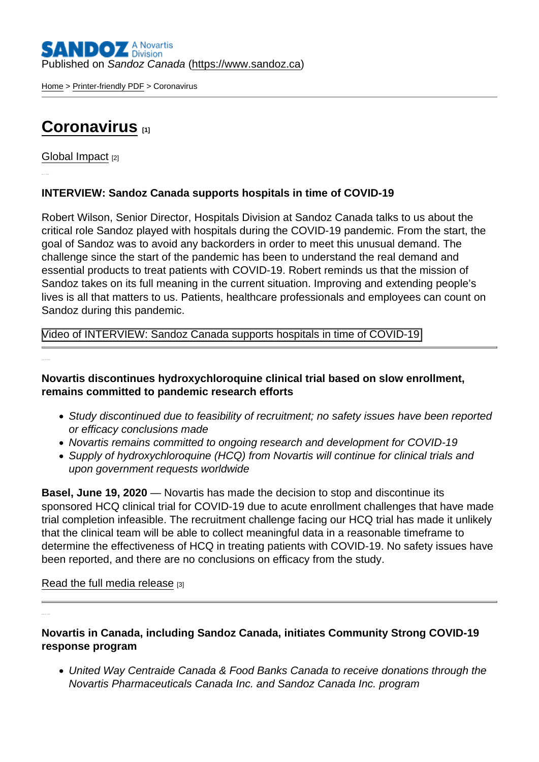Published on *Sandoz Canada* (https://www.sandoz.ca)

Home > Printer-friendly PDF > Coronavirus

# Coronavirus [1]

Global Impact [2]

**INTERVIEW: Sandoz Canada supports hospitals in time of COVID-19**

Robert Wilson, Senior Director, Hospitals Division at Sandoz Canada talks to us about the critical role Sandoz played with hospitals during the COVID-19 pandemic. From the start, the goal of Sandoz was to avoid any backorders in order to meet this unusual demand. The challenge since the start of the pandemic has been to understand the real demand and essential products to treat patients with COVID-19. Robert reminds us that the mission of Sandoz takes on its full meaning in the current situation. Improving and extending people's lives is all that matters to us. Patients, healthcare professionals and employees can count on Sandoz during this pandemic.

Video of INTERVIEW: Sandoz Canada supports hospitals in time of COVID-19

---

**Novartis discontinues hydroxychloroquine clinical trial based on slow enrollment, remains committed to pandemic research efforts**

- *Study discontinued due to feasibility of recruitment; no safety issues have been reported or efficacy conclusions made*
- *Novartis remains committed to ongoing research and development for COVID-19*
- *Supply of hydroxychloroquine (HCQ) from Novartis will continue for clinical trials and upon government requests worldwide*

**Basel, June 19, 2020** — Novartis has made the decision to stop and discontinue its sponsored HCQ clinical trial for COVID-19 due to acute enrollment challenges that have made trial completion infeasible. The recruitment challenge facing our HCQ trial has made it unlikely that the clinical team will be able to collect meaningful data in a reasonable timeframe to determine the effectiveness of HCQ in treating patients with COVID-19. No safety issues have been reported, and there are no conclusions on efficacy from the study.

Read the full media release [3]

---

**Novartis in Canada, including Sandoz Canada, initiates Community Strong COVID-19 response program**

- *United Way Centraide Canada & Food Banks Canada to receive donations through the Novartis Pharmaceuticals Canada Inc. and Sandoz Canada Inc. program*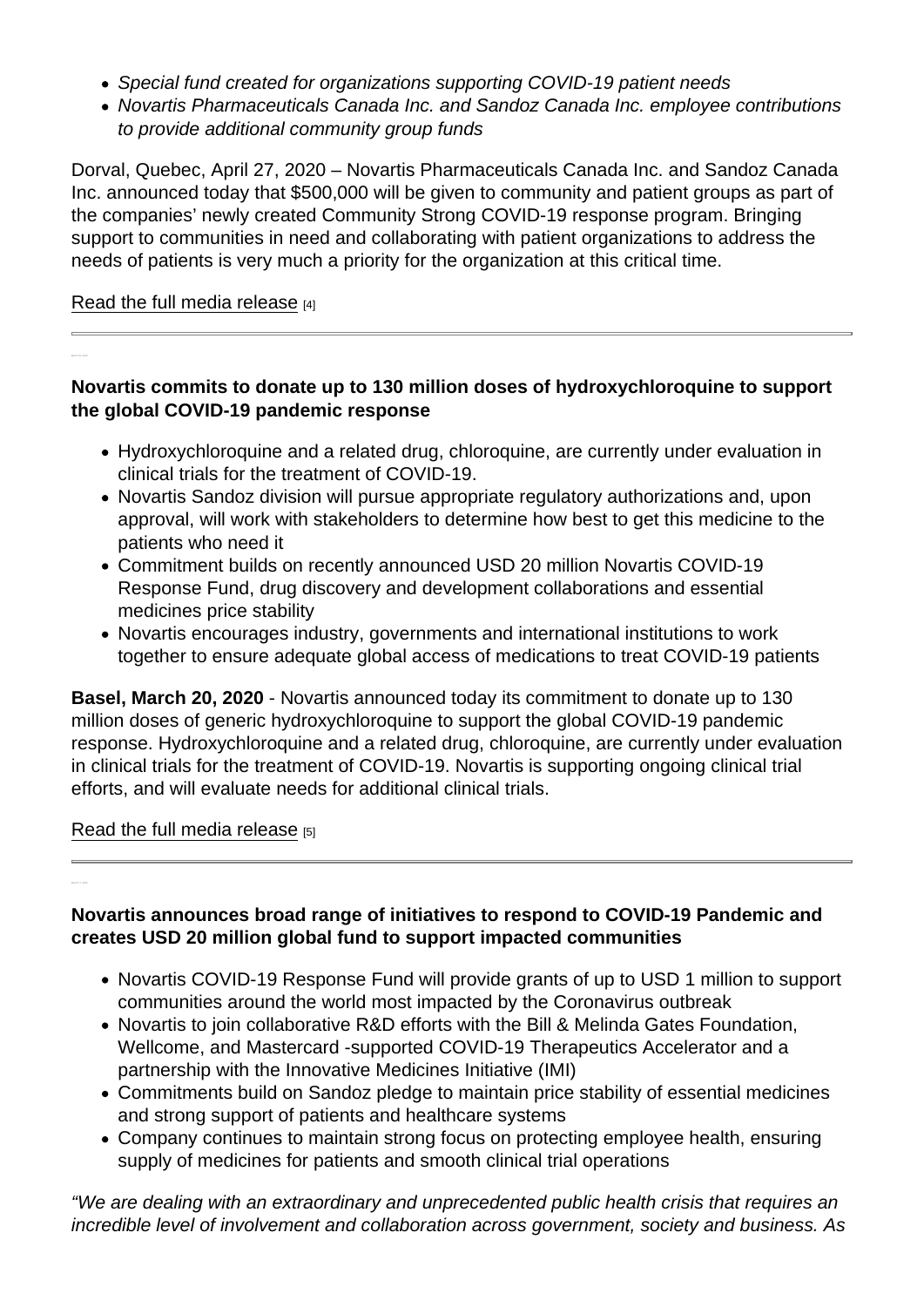- *Special fund created for organizations supporting COVID-19 patient needs*
- *Novartis Pharmaceuticals Canada Inc. and Sandoz Canada Inc. employee contributions to provide additional community group funds*

Dorval, Quebec, April 27, 2020 – Novartis Pharmaceuticals Canada Inc. and Sandoz Canada Inc. announced today that $500,000 will be given to community and patient groups as part of the companies' newly created Community Strong COVID-19 response program. Bringing support to communities in need and collaborating with patient organizations to address the needs of patients is very much a priority for the organization at this critical time.

Read the full media release [4]

---

**Novartis commits to donate up to 130 million doses of hydroxychloroquine to support the global COVID-19 pandemic response**

- Hydroxychloroquine and a related drug, chloroquine, are currently under evaluation in clinical trials for the treatment of COVID-19.
- Novartis Sandoz division will pursue appropriate regulatory authorizations and, upon approval, will work with stakeholders to determine how best to get this medicine to the patients who need it
- Commitment builds on recently announced USD 20 million Novartis COVID-19 Response Fund, drug discovery and development collaborations and essential medicines price stability
- Novartis encourages industry, governments and international institutions to work together to ensure adequate global access of medications to treat COVID-19 patients

**Basel, March 20, 2020** - Novartis announced today its commitment to donate up to 130 million doses of generic hydroxychloroquine to support the global COVID-19 pandemic response. Hydroxychloroquine and a related drug, chloroquine, are currently under evaluation in clinical trials for the treatment of COVID-19. Novartis is supporting ongoing clinical trial efforts, and will evaluate needs for additional clinical trials.

Read the full media release [5]

---

**Novartis announces broad range of initiatives to respond to COVID-19 Pandemic and creates USD 20 million global fund to support impacted communities**

- Novartis COVID-19 Response Fund will provide grants of up to USD 1 million to support communities around the world most impacted by the Coronavirus outbreak
- Novartis to join collaborative R&D efforts with the Bill & Melinda Gates Foundation, Wellcome, and Mastercard -supported COVID-19 Therapeutics Accelerator and a partnership with the Innovative Medicines Initiative (IMI)
- Commitments build on Sandoz pledge to maintain price stability of essential medicines and strong support of patients and healthcare systems
- Company continues to maintain strong focus on protecting employee health, ensuring supply of medicines for patients and smooth clinical trial operations

*"We are dealing with an extraordinary and unprecedented public health crisis that requires an incredible level of involvement and collaboration across government, society and business. As*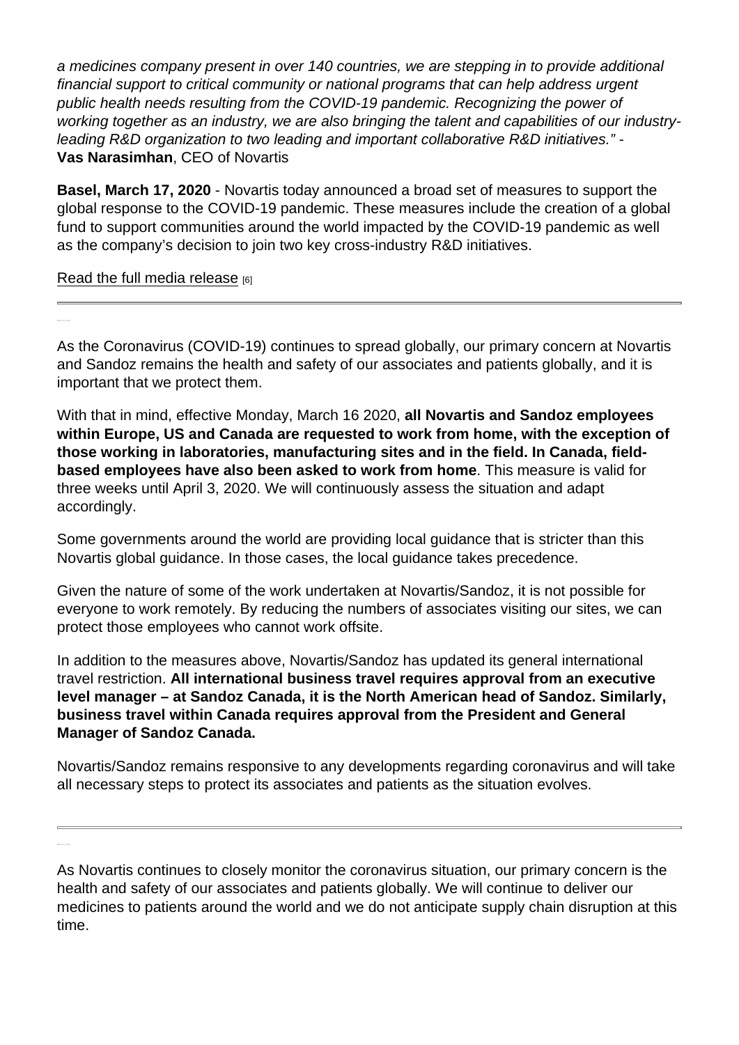*a medicines company present in over 140 countries, we are stepping in to provide additional financial support to critical community or national programs that can help address urgent public health needs resulting from the COVID-19 pandemic. Recognizing the power of working together as an industry, we are also bringing the talent and capabilities of our industry-leading R&D organization to two leading and important collaborative R&D initiatives." -* **Vas Narasimhan**, CEO of Novartis

**Basel, March 17, 2020** - Novartis today announced a broad set of measures to support the global response to the COVID-19 pandemic. These measures include the creation of a global fund to support communities around the world impacted by the COVID-19 pandemic as well as the company's decision to join two key cross-industry R&D initiatives.

Read the full media release [6]

---

As the Coronavirus (COVID-19) continues to spread globally, our primary concern at Novartis and Sandoz remains the health and safety of our associates and patients globally, and it is important that we protect them.

With that in mind, effective Monday, March 16 2020, **all Novartis and Sandoz employees within Europe, US and Canada are requested to work from home, with the exception of those working in laboratories, manufacturing sites and in the field. In Canada, field-based employees have also been asked to work from home**. This measure is valid for three weeks until April 3, 2020. We will continuously assess the situation and adapt accordingly.

Some governments around the world are providing local guidance that is stricter than this Novartis global guidance. In those cases, the local guidance takes precedence.

Given the nature of some of the work undertaken at Novartis/Sandoz, it is not possible for everyone to work remotely. By reducing the numbers of associates visiting our sites, we can protect those employees who cannot work offsite.

In addition to the measures above, Novartis/Sandoz has updated its general international travel restriction. **All international business travel requires approval from an executive level manager – at Sandoz Canada, it is the North American head of Sandoz. Similarly, business travel within Canada requires approval from the President and General Manager of Sandoz Canada.**

Novartis/Sandoz remains responsive to any developments regarding coronavirus and will take all necessary steps to protect its associates and patients as the situation evolves.

---

As Novartis continues to closely monitor the coronavirus situation, our primary concern is the health and safety of our associates and patients globally. We will continue to deliver our medicines to patients around the world and we do not anticipate supply chain disruption at this time.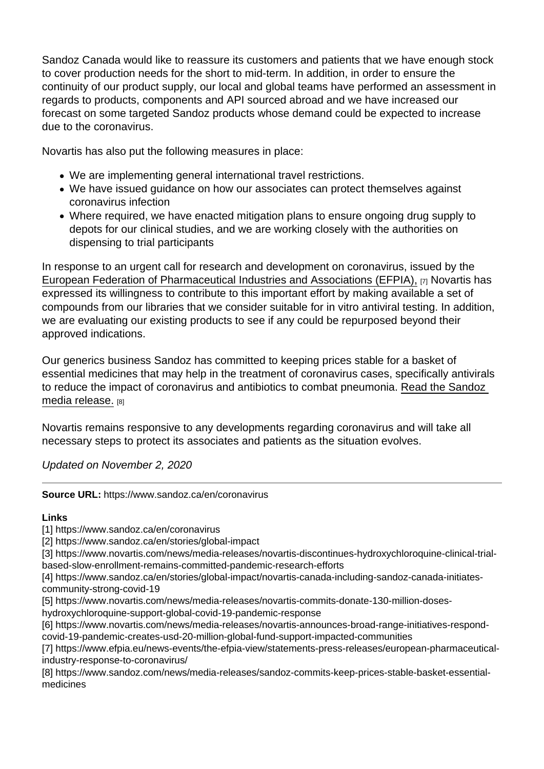Sandoz Canada would like to reassure its customers and patients that we have enough stock to cover production needs for the short to mid-term. In addition, in order to ensure the continuity of our product supply, our local and global teams have performed an assessment in regards to products, components and API sourced abroad and we have increased our forecast on some targeted Sandoz products whose demand could be expected to increase due to the coronavirus.

Novartis has also put the following measures in place:

- We are implementing general international travel restrictions.
- We have issued guidance on how our associates can protect themselves against coronavirus infection
- Where required, we have enacted mitigation plans to ensure ongoing drug supply to depots for our clinical studies, and we are working closely with the authorities on dispensing to trial participants

In response to an urgent call for research and development on coronavirus, issued by the European Federation of Pharmaceutical Industries and Associations (EFPIA), [7] Novartis has expressed its willingness to contribute to this important effort by making available a set of compounds from our libraries that we consider suitable for in vitro antiviral testing. In addition, we are evaluating our existing products to see if any could be repurposed beyond their approved indications.

Our generics business Sandoz has committed to keeping prices stable for a basket of essential medicines that may help in the treatment of coronavirus cases, specifically antivirals to reduce the impact of coronavirus and antibiotics to combat pneumonia. Read the Sandoz media release. [8]

Novartis remains responsive to any developments regarding coronavirus and will take all necessary steps to protect its associates and patients as the situation evolves.

*Updated on November 2, 2020*

---

**Source URL:** https://www.sandoz.ca/en/coronavirus

**Links**

[1] https://www.sandoz.ca/en/coronavirus
[2] https://www.sandoz.ca/en/stories/global-impact
[3] https://www.novartis.com/news/media-releases/novartis-discontinues-hydroxychloroquine-clinical-trial-based-slow-enrollment-remains-committed-pandemic-research-efforts
[4] https://www.sandoz.ca/en/stories/global-impact/novartis-canada-including-sandoz-canada-initiates-community-strong-covid-19
[5] https://www.novartis.com/news/media-releases/novartis-commits-donate-130-million-doses-hydroxychloroquine-support-global-covid-19-pandemic-response
[6] https://www.novartis.com/news/media-releases/novartis-announces-broad-range-initiatives-respond-covid-19-pandemic-creates-usd-20-million-global-fund-support-impacted-communities
[7] https://www.efpia.eu/news-events/the-efpia-view/statements-press-releases/european-pharmaceutical-industry-response-to-coronavirus/
[8] https://www.sandoz.com/news/media-releases/sandoz-commits-keep-prices-stable-basket-essential-medicines